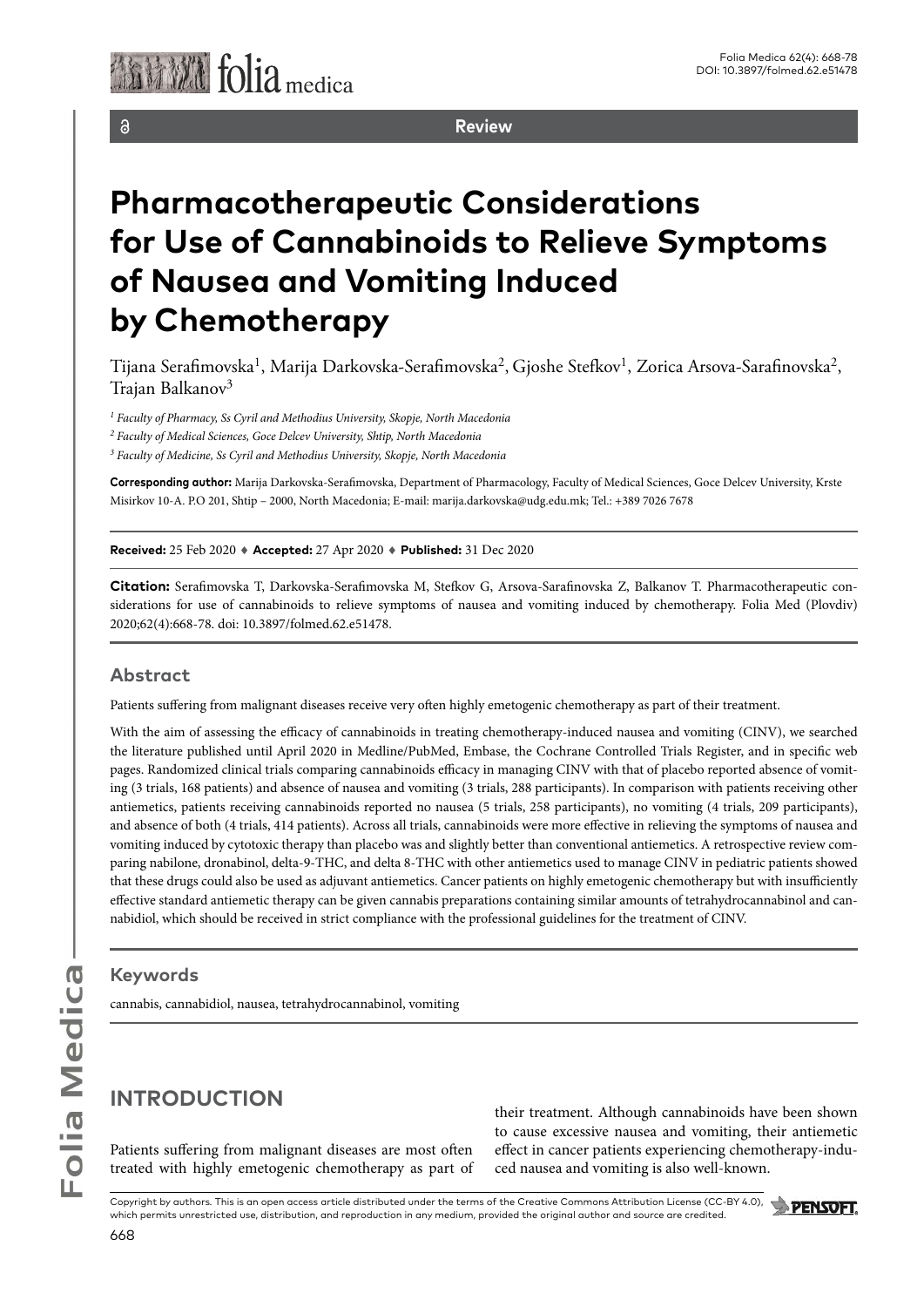Review

# Pharmacotherapeutic Considerations for Use of Cannabinoids to Relieve Symptoms of Nausea and Vomiting Induced by Chemotherapy

Tijana Serafimovska[1], Marija Darkovska-Serafimovska[2], Gjoshe Stefkov[1], Zorica Arsova-Sarafinovska[2], Trajan Balkanov[3]

[1] *Faculty of Pharmacy, Ss Cyril and Methodius University, Skopje, North Macedonia*

[2] *Faculty of Medical Sciences, Goce Delcev University, Shtip, North Macedonia*

[3] *Faculty of Medicine, Ss Cyril and Methodius University, Skopje, North Macedonia*

**Corresponding author:** Marija Darkovska-Serafimovska, Department of Pharmacology, Faculty of Medical Sciences, Goce Delcev University, Krste Misirkov 10-A. P.O 201, Shtip – 2000, North Macedonia; E-mail: marija.darkovska@udg.edu.mk; Tel.: +389 7026 7678

**Received:** 25 Feb 2020 ♦ **Accepted:** 27 Apr 2020 ♦ **Published:** 31 Dec 2020

**Citation:** Serafimovska T, Darkovska-Serafimovska M, Stefkov G, Arsova-Sarafinovska Z, Balkanov T. Pharmacotherapeutic considerations for use of cannabinoids to relieve symptoms of nausea and vomiting induced by chemotherapy. Folia Med (Plovdiv) 2020;62(4):668-78. doi: 10.3897/folmed.62.e51478.

## Abstract

Patients suffering from malignant diseases receive very often highly emetogenic chemotherapy as part of their treatment.

With the aim of assessing the efficacy of cannabinoids in treating chemotherapy-induced nausea and vomiting (CINV), we searched the literature published until April 2020 in Medline/PubMed, Embase, the Cochrane Controlled Trials Register, and in specific web pages. Randomized clinical trials comparing cannabinoids efficacy in managing CINV with that of placebo reported absence of vomiting (3 trials, 168 patients) and absence of nausea and vomiting (3 trials, 288 participants). In comparison with patients receiving other antiemetics, patients receiving cannabinoids reported no nausea (5 trials, 258 participants), no vomiting (4 trials, 209 participants), and absence of both (4 trials, 414 patients). Across all trials, cannabinoids were more effective in relieving the symptoms of nausea and vomiting induced by cytotoxic therapy than placebo was and slightly better than conventional antiemetics. A retrospective review comparing nabilone, dronabinol, delta-9-THC, and delta 8-THC with other antiemetics used to manage CINV in pediatric patients showed that these drugs could also be used as adjuvant antiemetics. Cancer patients on highly emetogenic chemotherapy but with insufficiently effective standard antiemetic therapy can be given cannabis preparations containing similar amounts of tetrahydrocannabinol and cannabidiol, which should be received in strict compliance with the professional guidelines for the treatment of CINV.

## Keywords

cannabis, cannabidiol, nausea, tetrahydrocannabinol, vomiting

## INTRODUCTION

Patients suffering from malignant diseases are most often treated with highly emetogenic chemotherapy as part of their treatment. Although cannabinoids have been shown to cause excessive nausea and vomiting, their antiemetic effect in cancer patients experiencing chemotherapy-induced nausea and vomiting is also well-known.

Copyright by authors. This is an open access article distributed under the terms of the Creative Commons Attribution License (CC-BY 4.0), which permits unrestricted use, distribution, and reproduction in any medium, provided the original author and source are credited.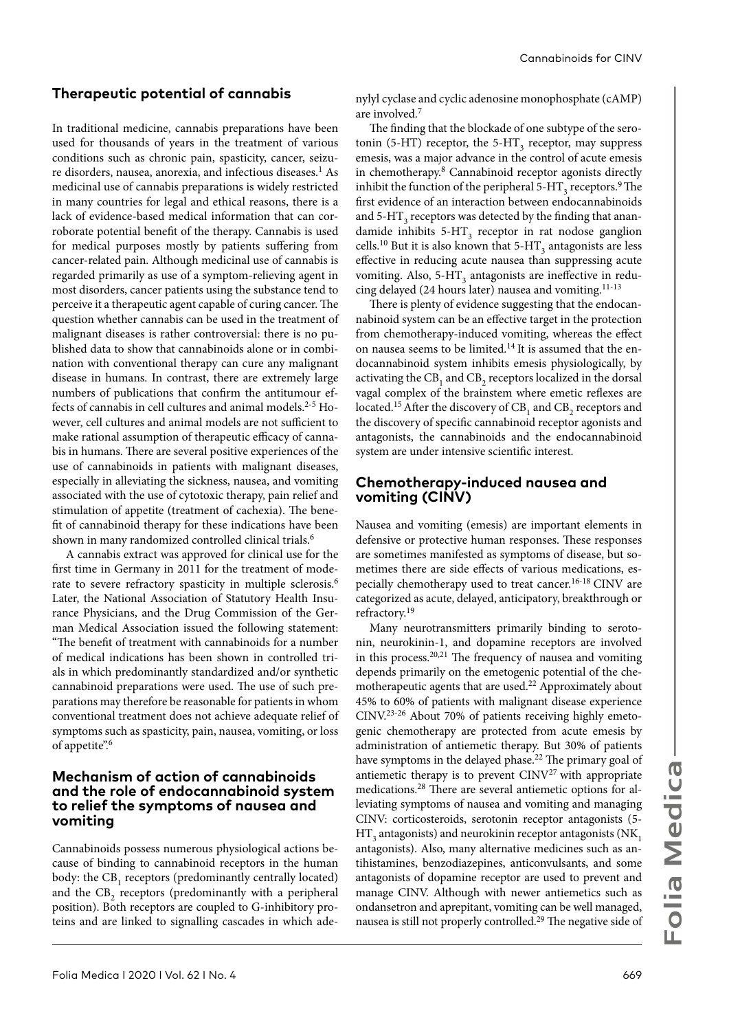## Therapeutic potential of cannabis

In traditional medicine, cannabis preparations have been used for thousands of years in the treatment of various conditions such as chronic pain, spasticity, cancer, seizure disorders, nausea, anorexia, and infectious diseases.[1] As medicinal use of cannabis preparations is widely restricted in many countries for legal and ethical reasons, there is a lack of evidence-based medical information that can corroborate potential benefit of the therapy. Cannabis is used for medical purposes mostly by patients suffering from cancer-related pain. Although medicinal use of cannabis is regarded primarily as use of a symptom-relieving agent in most disorders, cancer patients using the substance tend to perceive it a therapeutic agent capable of curing cancer. The question whether cannabis can be used in the treatment of malignant diseases is rather controversial: there is no published data to show that cannabinoids alone or in combination with conventional therapy can cure any malignant disease in humans. In contrast, there are extremely large numbers of publications that confirm the antitumour effects of cannabis in cell cultures and animal models.[2-5] However, cell cultures and animal models are not sufficient to make rational assumption of therapeutic efficacy of cannabis in humans. There are several positive experiences of the use of cannabinoids in patients with malignant diseases, especially in alleviating the sickness, nausea, and vomiting associated with the use of cytotoxic therapy, pain relief and stimulation of appetite (treatment of cachexia). The benefit of cannabinoid therapy for these indications have been shown in many randomized controlled clinical trials.[6]

A cannabis extract was approved for clinical use for the first time in Germany in 2011 for the treatment of moderate to severe refractory spasticity in multiple sclerosis.[6] Later, the National Association of Statutory Health Insurance Physicians, and the Drug Commission of the German Medical Association issued the following statement: "The benefit of treatment with cannabinoids for a number of medical indications has been shown in controlled trials in which predominantly standardized and/or synthetic cannabinoid preparations were used. The use of such preparations may therefore be reasonable for patients in whom conventional treatment does not achieve adequate relief of symptoms such as spasticity, pain, nausea, vomiting, or loss of appetite".[6]

## Mechanism of action of cannabinoids and the role of endocannabinoid system to relief the symptoms of nausea and vomiting

Cannabinoids possess numerous physiological actions because of binding to cannabinoid receptors in the human body: the $CB_1$ receptors (predominantly centrally located) and the $CB_2$ receptors (predominantly with a peripheral position). Both receptors are coupled to G-inhibitory proteins and are linked to signalling cascades in which adenylyl cyclase and cyclic adenosine monophosphate (cAMP) are involved.[7]

The finding that the blockade of one subtype of the serotonin (5-HT) receptor, the 5-$HT_3$ receptor, may suppress emesis, was a major advance in the control of acute emesis in chemotherapy.[8] Cannabinoid receptor agonists directly inhibit the function of the peripheral 5-$HT_3$ receptors.[9] The first evidence of an interaction between endocannabinoids and 5-$HT_3$ receptors was detected by the finding that anandamide inhibits 5-$HT_3$ receptor in rat nodose ganglion cells.[10] But it is also known that 5-$HT_3$ antagonists are less effective in reducing acute nausea than suppressing acute vomiting. Also, 5-$HT_3$ antagonists are ineffective in reducing delayed (24 hours later) nausea and vomiting.[11-13]

There is plenty of evidence suggesting that the endocannabinoid system can be an effective target in the protection from chemotherapy-induced vomiting, whereas the effect on nausea seems to be limited.[14] It is assumed that the endocannabinoid system inhibits emesis physiologically, by activating the $CB_1$ and $CB_2$ receptors localized in the dorsal vagal complex of the brainstem where emetic reflexes are located.[15] After the discovery of $CB_1$ and $CB_2$ receptors and the discovery of specific cannabinoid receptor agonists and antagonists, the cannabinoids and the endocannabinoid system are under intensive scientific interest.

## Chemotherapy-induced nausea and vomiting (CINV)

Nausea and vomiting (emesis) are important elements in defensive or protective human responses. These responses are sometimes manifested as symptoms of disease, but sometimes there are side effects of various medications, especially chemotherapy used to treat cancer.[16-18] CINV are categorized as acute, delayed, anticipatory, breakthrough or refractory.[19]

Many neurotransmitters primarily binding to serotonin, neurokinin-1, and dopamine receptors are involved in this process.[20,21] The frequency of nausea and vomiting depends primarily on the emetogenic potential of the chemotherapeutic agents that are used.[22] Approximately about 45% to 60% of patients with malignant disease experience CINV.[23-26] About 70% of patients receiving highly emetogenic chemotherapy are protected from acute emesis by administration of antiemetic therapy. But 30% of patients have symptoms in the delayed phase.[22] The primary goal of antiemetic therapy is to prevent CINV[27] with appropriate medications.[28] There are several antiemetic options for alleviating symptoms of nausea and vomiting and managing CINV: corticosteroids, serotonin receptor antagonists (5-$HT_3$ antagonists) and neurokinin receptor antagonists ($NK_1$ antagonists). Also, many alternative medicines such as antihistamines, benzodiazepines, anticonvulsants, and some antagonists of dopamine receptor are used to prevent and manage CINV. Although with newer antiemetics such as ondansetron and aprepitant, vomiting can be well managed, nausea is still not properly controlled.[29] The negative side of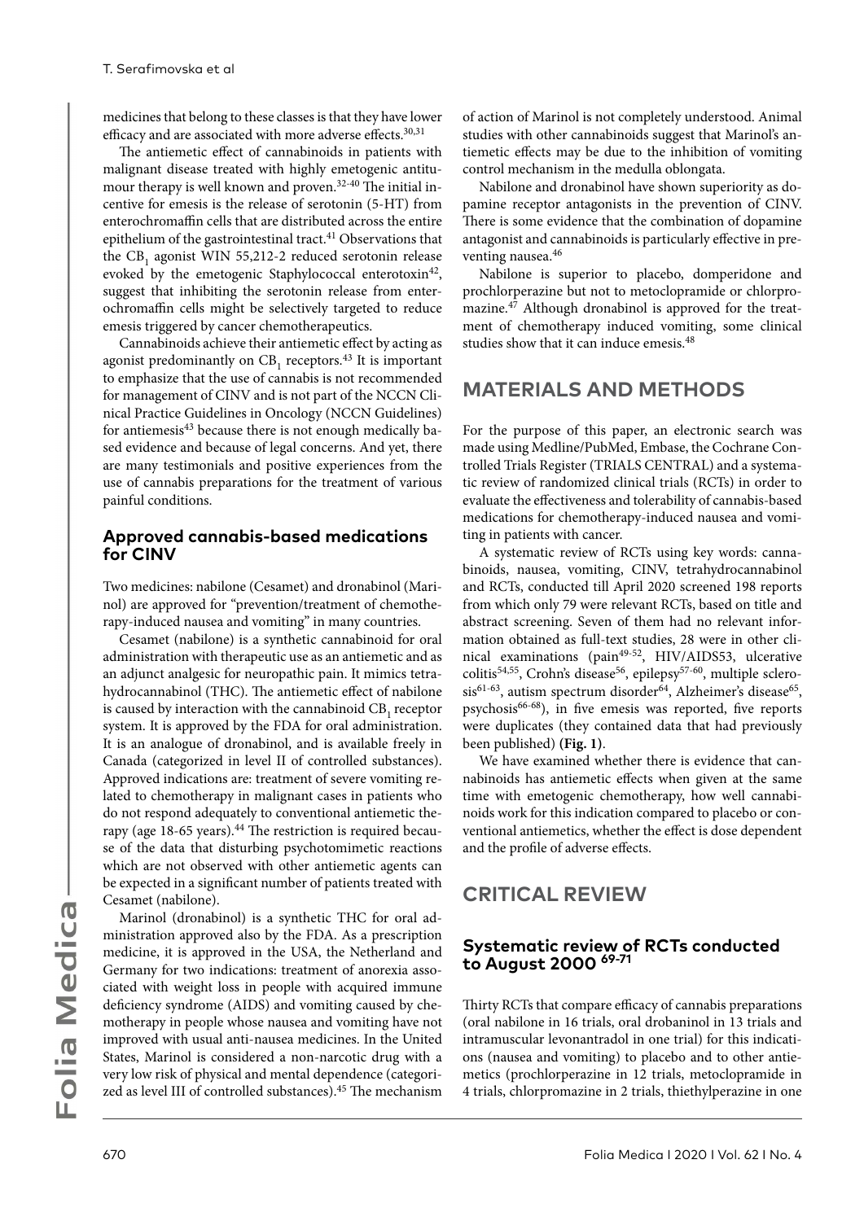medicines that belong to these classes is that they have lower efficacy and are associated with more adverse effects.[30,31]

The antiemetic effect of cannabinoids in patients with malignant disease treated with highly emetogenic antitumour therapy is well known and proven.[32-40] The initial incentive for emesis is the release of serotonin (5-HT) from enterochromaffin cells that are distributed across the entire epithelium of the gastrointestinal tract.[41] Observations that the $CB_1$ agonist WIN 55,212-2 reduced serotonin release evoked by the emetogenic Staphylococcal enterotoxin[42], suggest that inhibiting the serotonin release from enterochromaffin cells might be selectively targeted to reduce emesis triggered by cancer chemotherapeutics.

Cannabinoids achieve their antiemetic effect by acting as agonist predominantly on $CB_1$ receptors.[43] It is important to emphasize that the use of cannabis is not recommended for management of CINV and is not part of the NCCN Clinical Practice Guidelines in Oncology (NCCN Guidelines) for antiemesis[43] because there is not enough medically based evidence and because of legal concerns. And yet, there are many testimonials and positive experiences from the use of cannabis preparations for the treatment of various painful conditions.

### Approved cannabis-based medications for CINV

Two medicines: nabilone (Cesamet) and dronabinol (Marinol) are approved for "prevention/treatment of chemotherapy-induced nausea and vomiting" in many countries.

Cesamet (nabilone) is a synthetic cannabinoid for oral administration with therapeutic use as an antiemetic and as an adjunct analgesic for neuropathic pain. It mimics tetrahydrocannabinol (THC). The antiemetic effect of nabilone is caused by interaction with the cannabinoid $CB_1$ receptor system. It is approved by the FDA for oral administration. It is an analogue of dronabinol, and is available freely in Canada (categorized in level II of controlled substances). Approved indications are: treatment of severe vomiting related to chemotherapy in malignant cases in patients who do not respond adequately to conventional antiemetic therapy (age 18-65 years).[44] The restriction is required because of the data that disturbing psychotomimetic reactions which are not observed with other antiemetic agents can be expected in a significant number of patients treated with Cesamet (nabilone).

Marinol (dronabinol) is a synthetic THC for oral administration approved also by the FDA. As a prescription medicine, it is approved in the USA, the Netherland and Germany for two indications: treatment of anorexia associated with weight loss in people with acquired immune deficiency syndrome (AIDS) and vomiting caused by chemotherapy in people whose nausea and vomiting have not improved with usual anti-nausea medicines. In the United States, Marinol is considered a non-narcotic drug with a very low risk of physical and mental dependence (categorized as level III of controlled substances).[45] The mechanism of action of Marinol is not completely understood. Animal studies with other cannabinoids suggest that Marinol's antiemetic effects may be due to the inhibition of vomiting control mechanism in the medulla oblongata.

Nabilone and dronabinol have shown superiority as dopamine receptor antagonists in the prevention of CINV. There is some evidence that the combination of dopamine antagonist and cannabinoids is particularly effective in preventing nausea.[46]

Nabilone is superior to placebo, domperidone and prochlorperazine but not to metoclopramide or chlorpromazine.[47] Although dronabinol is approved for the treatment of chemotherapy induced vomiting, some clinical studies show that it can induce emesis.[48]

## MATERIALS AND METHODS

For the purpose of this paper, an electronic search was made using Medline/PubMed, Embase, the Cochrane Controlled Trials Register (TRIALS CENTRAL) and a systematic review of randomized clinical trials (RCTs) in order to evaluate the effectiveness and tolerability of cannabis-based medications for chemotherapy-induced nausea and vomiting in patients with cancer.

A systematic review of RCTs using key words: cannabinoids, nausea, vomiting, CINV, tetrahydrocannabinol and RCTs, conducted till April 2020 screened 198 reports from which only 79 were relevant RCTs, based on title and abstract screening. Seven of them had no relevant information obtained as full-text studies, 28 were in other clinical examinations (pain[49-52], HIV/AIDS53, ulcerative colitis[54,55], Crohn's disease[56], epilepsy[57-60], multiple sclerosis[61-63], autism spectrum disorder[64], Alzheimer's disease[65], psychosis[66-68]), in five emesis was reported, five reports were duplicates (they contained data that had previously been published) **(Fig. 1)**.

We have examined whether there is evidence that cannabinoids has antiemetic effects when given at the same time with emetogenic chemotherapy, how well cannabinoids work for this indication compared to placebo or conventional antiemetics, whether the effect is dose dependent and the profile of adverse effects.

## CRITICAL REVIEW

### Systematic review of RCTs conducted to August 2000 [69-71]

Thirty RCTs that compare efficacy of cannabis preparations (oral nabilone in 16 trials, oral drobaninol in 13 trials and intramuscular levonantradol in one trial) for this indications (nausea and vomiting) to placebo and to other antiemetics (prochlorperazine in 12 trials, metoclopramide in 4 trials, chlorpromazine in 2 trials, thiethylperazine in one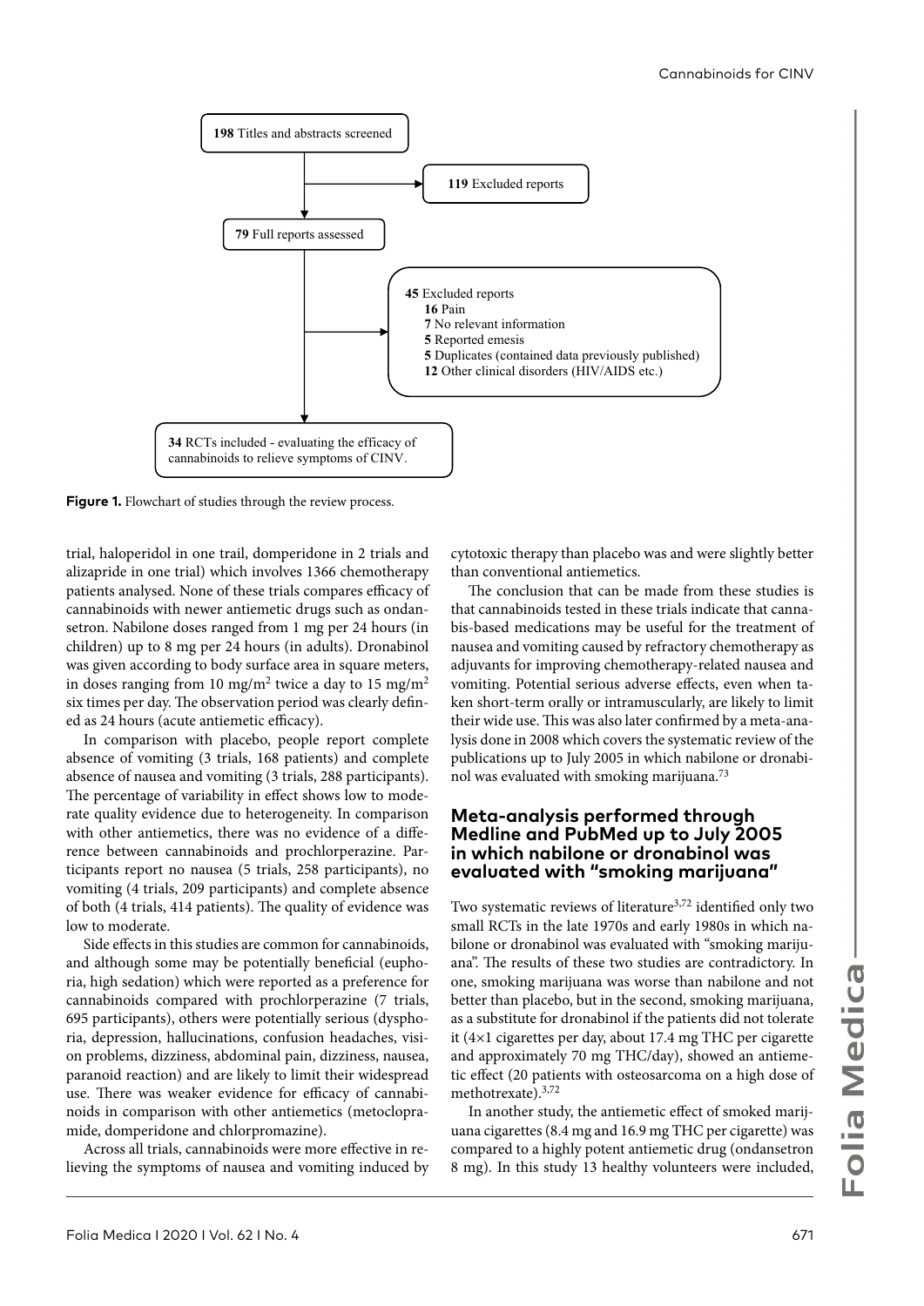198 Titles and abstracts screened

119 Excluded reports

79 Full reports assessed

45 Excluded reports
- 16 Pain
- 7 No relevant information
- 5 Reported emesis
- 5 Duplicates (contained data previously published)
- 12 Other clinical disorders (HIV/AIDS etc.)

34 RCTs included - evaluating the efficacy of cannabinoids to relieve symptoms of CINV.

**Figure 1.** Flowchart of studies through the review process.

trial, haloperidol in one trail, domperidone in 2 trials and alizapride in one trial) which involves 1366 chemotherapy patients analysed. None of these trials compares efficacy of cannabinoids with newer antiemetic drugs such as ondansetron. Nabilone doses ranged from 1 mg per 24 hours (in children) up to 8 mg per 24 hours (in adults). Dronabinol was given according to body surface area in square meters, in doses ranging from 10 mg/m$^2$ twice a day to 15 mg/m$^2$ six times per day. The observation period was clearly defined as 24 hours (acute antiemetic efficacy).

In comparison with placebo, people report complete absence of vomiting (3 trials, 168 patients) and complete absence of nausea and vomiting (3 trials, 288 participants). The percentage of variability in effect shows low to moderate quality evidence due to heterogeneity. In comparison with other antiemetics, there was no evidence of a difference between cannabinoids and prochlorperazine. Participants report no nausea (5 trials, 258 participants), no vomiting (4 trials, 209 participants) and complete absence of both (4 trials, 414 patients). The quality of evidence was low to moderate.

Side effects in this studies are common for cannabinoids, and although some may be potentially beneficial (euphoria, high sedation) which were reported as a preference for cannabinoids compared with prochlorperazine (7 trials, 695 participants), others were potentially serious (dysphoria, depression, hallucinations, confusion headaches, vision problems, dizziness, abdominal pain, dizziness, nausea, paranoid reaction) and are likely to limit their widespread use. There was weaker evidence for efficacy of cannabinoids in comparison with other antiemetics (metoclopramide, domperidone and chlorpromazine).

Across all trials, cannabinoids were more effective in relieving the symptoms of nausea and vomiting induced by cytotoxic therapy than placebo was and were slightly better than conventional antiemetics.

The conclusion that can be made from these studies is that cannabinoids tested in these trials indicate that cannabis-based medications may be useful for the treatment of nausea and vomiting caused by refractory chemotherapy as adjuvants for improving chemotherapy-related nausea and vomiting. Potential serious adverse effects, even when taken short-term orally or intramuscularly, are likely to limit their wide use. This was also later confirmed by a meta-analysis done in 2008 which covers the systematic review of the publications up to July 2005 in which nabilone or dronabinol was evaluated with smoking marijuana.[73]

## Meta-analysis performed through Medline and PubMed up to July 2005 in which nabilone or dronabinol was evaluated with "smoking marijuana"

Two systematic reviews of literature[3,72] identified only two small RCTs in the late 1970s and early 1980s in which nabilone or dronabinol was evaluated with "smoking marijuana". The results of these two studies are contradictory. In one, smoking marijuana was worse than nabilone and not better than placebo, but in the second, smoking marijuana, as a substitute for dronabinol if the patients did not tolerate it (4×1 cigarettes per day, about 17.4 mg THC per cigarette and approximately 70 mg THC/day), showed an antiemetic effect (20 patients with osteosarcoma on a high dose of methotrexate).[3,72]

In another study, the antiemetic effect of smoked marijuana cigarettes (8.4 mg and 16.9 mg THC per cigarette) was compared to a highly potent antiemetic drug (ondansetron 8 mg). In this study 13 healthy volunteers were included,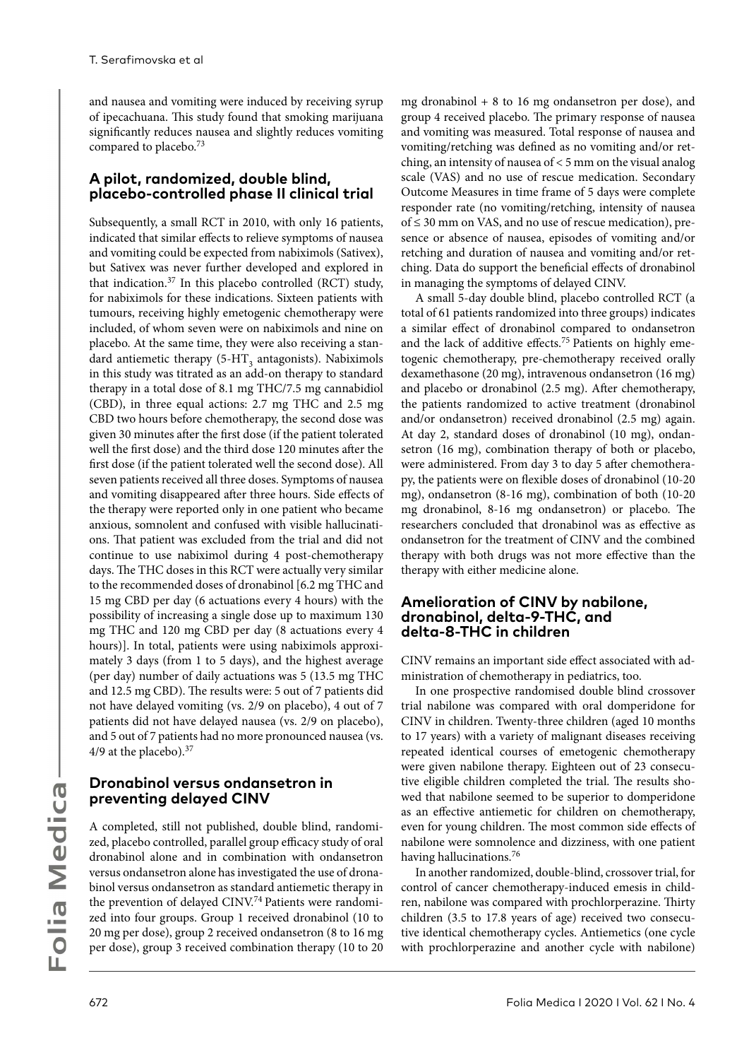and nausea and vomiting were induced by receiving syrup of ipecachuana. This study found that smoking marijuana significantly reduces nausea and slightly reduces vomiting compared to placebo.[73]

## A pilot, randomized, double blind, placebo-controlled phase II clinical trial

Subsequently, a small RCT in 2010, with only 16 patients, indicated that similar effects to relieve symptoms of nausea and vomiting could be expected from nabiximols (Sativex), but Sativex was never further developed and explored in that indication.[37] In this placebo controlled (RCT) study, for nabiximols for these indications. Sixteen patients with tumours, receiving highly emetogenic chemotherapy were included, of whom seven were on nabiximols and nine on placebo. At the same time, they were also receiving a standard antiemetic therapy (5-$HT_3$ antagonists). Nabiximols in this study was titrated as an add-on therapy to standard therapy in a total dose of 8.1 mg THC/7.5 mg cannabidiol (CBD), in three equal actions: 2.7 mg THC and 2.5 mg CBD two hours before chemotherapy, the second dose was given 30 minutes after the first dose (if the patient tolerated well the first dose) and the third dose 120 minutes after the first dose (if the patient tolerated well the second dose). All seven patients received all three doses. Symptoms of nausea and vomiting disappeared after three hours. Side effects of the therapy were reported only in one patient who became anxious, somnolent and confused with visible hallucinations. That patient was excluded from the trial and did not continue to use nabiximol during 4 post-chemotherapy days. The THC doses in this RCT were actually very similar to the recommended doses of dronabinol [6.2 mg THC and 15 mg CBD per day (6 actuations every 4 hours) with the possibility of increasing a single dose up to maximum 130 mg THC and 120 mg CBD per day (8 actuations every 4 hours)]. In total, patients were using nabiximols approximately 3 days (from 1 to 5 days), and the highest average (per day) number of daily actuations was 5 (13.5 mg THC and 12.5 mg CBD). The results were: 5 out of 7 patients did not have delayed vomiting (vs. 2/9 on placebo), 4 out of 7 patients did not have delayed nausea (vs. 2/9 on placebo), and 5 out of 7 patients had no more pronounced nausea (vs. 4/9 at the placebo).[37]

## Dronabinol versus ondansetron in preventing delayed CINV

A completed, still not published, double blind, randomized, placebo controlled, parallel group efficacy study of oral dronabinol alone and in combination with ondansetron versus ondansetron alone has investigated the use of dronabinol versus ondansetron as standard antiemetic therapy in the prevention of delayed CINV.[74] Patients were randomized into four groups. Group 1 received dronabinol (10 to 20 mg per dose), group 2 received ondansetron (8 to 16 mg per dose), group 3 received combination therapy (10 to 20 mg dronabinol + 8 to 16 mg ondansetron per dose), and group 4 received placebo. The primary response of nausea and vomiting was measured. Total response of nausea and vomiting/retching was defined as no vomiting and/or retching, an intensity of nausea of < 5 mm on the visual analog scale (VAS) and no use of rescue medication. Secondary Outcome Measures in time frame of 5 days were complete responder rate (no vomiting/retching, intensity of nausea of ≤ 30 mm on VAS, and no use of rescue medication), presence or absence of nausea, episodes of vomiting and/or retching and duration of nausea and vomiting and/or retching. Data do support the beneficial effects of dronabinol in managing the symptoms of delayed CINV.

A small 5-day double blind, placebo controlled RCT (a total of 61 patients randomized into three groups) indicates a similar effect of dronabinol compared to ondansetron and the lack of additive effects.[75] Patients on highly emetogenic chemotherapy, pre-chemotherapy received orally dexamethasone (20 mg), intravenous ondansetron (16 mg) and placebo or dronabinol (2.5 mg). After chemotherapy, the patients randomized to active treatment (dronabinol and/or ondansetron) received dronabinol (2.5 mg) again. At day 2, standard doses of dronabinol (10 mg), ondansetron (16 mg), combination therapy of both or placebo, were administered. From day 3 to day 5 after chemotherapy, the patients were on flexible doses of dronabinol (10-20 mg), ondansetron (8-16 mg), combination of both (10-20 mg dronabinol, 8-16 mg ondansetron) or placebo. The researchers concluded that dronabinol was as effective as ondansetron for the treatment of CINV and the combined therapy with both drugs was not more effective than the therapy with either medicine alone.

## Amelioration of CINV by nabilone, dronabinol, delta-9-THC, and delta-8-THC in children

CINV remains an important side effect associated with administration of chemotherapy in pediatrics, too.

In one prospective randomised double blind crossover trial nabilone was compared with oral domperidone for CINV in children. Twenty-three children (aged 10 months to 17 years) with a variety of malignant diseases receiving repeated identical courses of emetogenic chemotherapy were given nabilone therapy. Eighteen out of 23 consecutive eligible children completed the trial. The results showed that nabilone seemed to be superior to domperidone as an effective antiemetic for children on chemotherapy, even for young children. The most common side effects of nabilone were somnolence and dizziness, with one patient having hallucinations.[76]

In another randomized, double-blind, crossover trial, for control of cancer chemotherapy-induced emesis in children, nabilone was compared with prochlorperazine. Thirty children (3.5 to 17.8 years of age) received two consecutive identical chemotherapy cycles. Antiemetics (one cycle with prochlorperazine and another cycle with nabilone)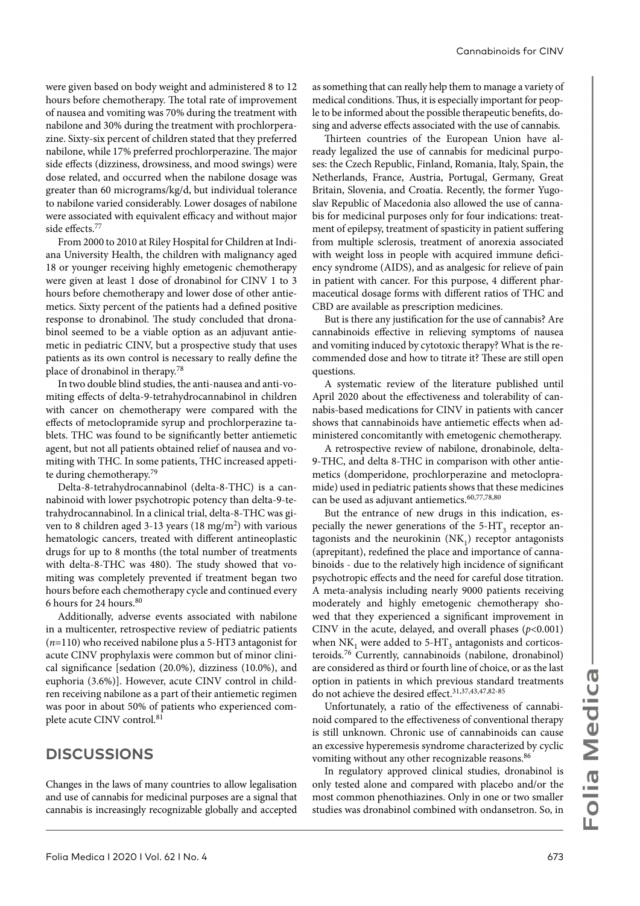were given based on body weight and administered 8 to 12 hours before chemotherapy. The total rate of improvement of nausea and vomiting was 70% during the treatment with nabilone and 30% during the treatment with prochlorperazine. Sixty-six percent of children stated that they preferred nabilone, while 17% preferred prochlorperazine. The major side effects (dizziness, drowsiness, and mood swings) were dose related, and occurred when the nabilone dosage was greater than 60 micrograms/kg/d, but individual tolerance to nabilone varied considerably. Lower dosages of nabilone were associated with equivalent efficacy and without major side effects.[77]

From 2000 to 2010 at Riley Hospital for Children at Indiana University Health, the children with malignancy aged 18 or younger receiving highly emetogenic chemotherapy were given at least 1 dose of dronabinol for CINV 1 to 3 hours before chemotherapy and lower dose of other antiemetics. Sixty percent of the patients had a defined positive response to dronabinol. The study concluded that dronabinol seemed to be a viable option as an adjuvant antiemetic in pediatric CINV, but a prospective study that uses patients as its own control is necessary to really define the place of dronabinol in therapy.[78]

In two double blind studies, the anti-nausea and anti-vomiting effects of delta-9-tetrahydrocannabinol in children with cancer on chemotherapy were compared with the effects of metoclopramide syrup and prochlorperazine tablets. THC was found to be significantly better antiemetic agent, but not all patients obtained relief of nausea and vomiting with THC. In some patients, THC increased appetite during chemotherapy.[79]

Delta-8-tetrahydrocannabinol (delta-8-THC) is a cannabinoid with lower psychotropic potency than delta-9-tetrahydrocannabinol. In a clinical trial, delta-8-THC was given to 8 children aged 3-13 years (18 mg/m$^2$) with various hematologic cancers, treated with different antineoplastic drugs for up to 8 months (the total number of treatments with delta-8-THC was 480). The study showed that vomiting was completely prevented if treatment began two hours before each chemotherapy cycle and continued every 6 hours for 24 hours.[80]

Additionally, adverse events associated with nabilone in a multicenter, retrospective review of pediatric patients ($n$=110) who received nabilone plus a 5-HT3 antagonist for acute CINV prophylaxis were common but of minor clinical significance [sedation (20.0%), dizziness (10.0%), and euphoria (3.6%)]. However, acute CINV control in children receiving nabilone as a part of their antiemetic regimen was poor in about 50% of patients who experienced complete acute CINV control.[81]

## DISCUSSIONS

Changes in the laws of many countries to allow legalisation and use of cannabis for medicinal purposes are a signal that cannabis is increasingly recognizable globally and accepted as something that can really help them to manage a variety of medical conditions. Thus, it is especially important for people to be informed about the possible therapeutic benefits, dosing and adverse effects associated with the use of cannabis.

Thirteen countries of the European Union have already legalized the use of cannabis for medicinal purposes: the Czech Republic, Finland, Romania, Italy, Spain, the Netherlands, France, Austria, Portugal, Germany, Great Britain, Slovenia, and Croatia. Recently, the former Yugoslav Republic of Macedonia also allowed the use of cannabis for medicinal purposes only for four indications: treatment of epilepsy, treatment of spasticity in patient suffering from multiple sclerosis, treatment of anorexia associated with weight loss in people with acquired immune deficiency syndrome (AIDS), and as analgesic for relieve of pain in patient with cancer. For this purpose, 4 different pharmaceutical dosage forms with different ratios of THC and CBD are available as prescription medicines.

But is there any justification for the use of cannabis? Are cannabinoids effective in relieving symptoms of nausea and vomiting induced by cytotoxic therapy? What is the recommended dose and how to titrate it? These are still open questions.

A systematic review of the literature published until April 2020 about the effectiveness and tolerability of cannabis-based medications for CINV in patients with cancer shows that cannabinoids have antiemetic effects when administered concomitantly with emetogenic chemotherapy.

A retrospective review of nabilone, dronabinole, delta-9-THC, and delta 8-THC in comparison with other antiemetics (domperidone, prochlorperazine and metoclopramide) used in pediatric patients shows that these medicines can be used as adjuvant antiemetics.[60,77,78,80]

But the entrance of new drugs in this indication, especially the newer generations of the 5-HT$_3$ receptor antagonists and the neurokinin (NK$_1$) receptor antagonists (aprepitant), redefined the place and importance of cannabinoids - due to the relatively high incidence of significant psychotropic effects and the need for careful dose titration. A meta-analysis including nearly 9000 patients receiving moderately and highly emetogenic chemotherapy showed that they experienced a significant improvement in CINV in the acute, delayed, and overall phases ($p$<0.001) when NK$_1$ were added to 5-HT$_3$ antagonists and corticosteroids.[76] Currently, cannabinoids (nabilone, dronabinol) are considered as third or fourth line of choice, or as the last option in patients in which previous standard treatments do not achieve the desired effect.[31,37,43,47,82-85]

Unfortunately, a ratio of the effectiveness of cannabinoid compared to the effectiveness of conventional therapy is still unknown. Chronic use of cannabinoids can cause an excessive hyperemesis syndrome characterized by cyclic vomiting without any other recognizable reasons.[86]

In regulatory approved clinical studies, dronabinol is only tested alone and compared with placebo and/or the most common phenothiazines. Only in one or two smaller studies was dronabinol combined with ondansetron. So, in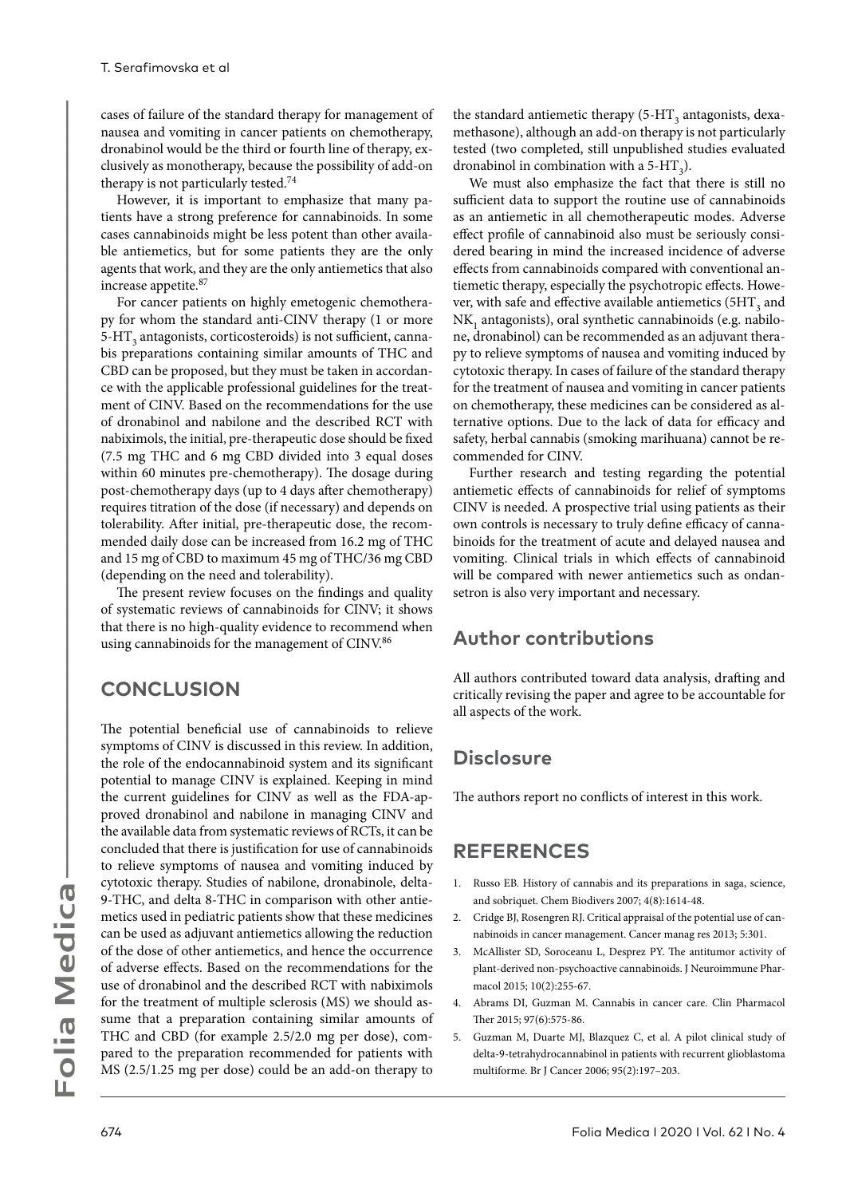cases of failure of the standard therapy for management of nausea and vomiting in cancer patients on chemotherapy, dronabinol would be the third or fourth line of therapy, exclusively as monotherapy, because the possibility of add-on therapy is not particularly tested.[74]

However, it is important to emphasize that many patients have a strong preference for cannabinoids. In some cases cannabinoids might be less potent than other available antiemetics, but for some patients they are the only agents that work, and they are the only antiemetics that also increase appetite.[87]

For cancer patients on highly emetogenic chemotherapy for whom the standard anti-CINV therapy (1 or more 5-$HT_3$ antagonists, corticosteroids) is not sufficient, cannabis preparations containing similar amounts of THC and CBD can be proposed, but they must be taken in accordance with the applicable professional guidelines for the treatment of CINV. Based on the recommendations for the use of dronabinol and nabilone and the described RCT with nabiximols, the initial, pre-therapeutic dose should be fixed (7.5 mg THC and 6 mg CBD divided into 3 equal doses within 60 minutes pre-chemotherapy). The dosage during post-chemotherapy days (up to 4 days after chemotherapy) requires titration of the dose (if necessary) and depends on tolerability. After initial, pre-therapeutic dose, the recommended daily dose can be increased from 16.2 mg of THC and 15 mg of CBD to maximum 45 mg of THC/36 mg CBD (depending on the need and tolerability).

The present review focuses on the findings and quality of systematic reviews of cannabinoids for CINV; it shows that there is no high-quality evidence to recommend when using cannabinoids for the management of CINV.[86]

## CONCLUSION

The potential beneficial use of cannabinoids to relieve symptoms of CINV is discussed in this review. In addition, the role of the endocannabinoid system and its significant potential to manage CINV is explained. Keeping in mind the current guidelines for CINV as well as the FDA-approved dronabinol and nabilone in managing CINV and the available data from systematic reviews of RCTs, it can be concluded that there is justification for use of cannabinoids to relieve symptoms of nausea and vomiting induced by cytotoxic therapy. Studies of nabilone, dronabinole, delta-9-THC, and delta 8-THC in comparison with other antiemetics used in pediatric patients show that these medicines can be used as adjuvant antiemetics allowing the reduction of the dose of other antiemetics, and hence the occurrence of adverse effects. Based on the recommendations for the use of dronabinol and the described RCT with nabiximols for the treatment of multiple sclerosis (MS) we should assume that a preparation containing similar amounts of THC and CBD (for example 2.5/2.0 mg per dose), compared to the preparation recommended for patients with MS (2.5/1.25 mg per dose) could be an add-on therapy to the standard antiemetic therapy (5-$HT_3$ antagonists, dexamethasone), although an add-on therapy is not particularly tested (two completed, still unpublished studies evaluated dronabinol in combination with a 5-$HT_3$).

We must also emphasize the fact that there is still no sufficient data to support the routine use of cannabinoids as an antiemetic in all chemotherapeutic modes. Adverse effect profile of cannabinoid also must be seriously considered bearing in mind the increased incidence of adverse effects from cannabinoids compared with conventional antiemetic therapy, especially the psychotropic effects. However, with safe and effective available antiemetics ($5HT_3$ and $NK_1$ antagonists), oral synthetic cannabinoids (e.g. nabilone, dronabinol) can be recommended as an adjuvant therapy to relieve symptoms of nausea and vomiting induced by cytotoxic therapy. In cases of failure of the standard therapy for the treatment of nausea and vomiting in cancer patients on chemotherapy, these medicines can be considered as alternative options. Due to the lack of data for efficacy and safety, herbal cannabis (smoking marihuana) cannot be recommended for CINV.

Further research and testing regarding the potential antiemetic effects of cannabinoids for relief of symptoms CINV is needed. A prospective trial using patients as their own controls is necessary to truly define efficacy of cannabinoids for the treatment of acute and delayed nausea and vomiting. Clinical trials in which effects of cannabinoid will be compared with newer antiemetics such as ondansetron is also very important and necessary.

## Author contributions

All authors contributed toward data analysis, drafting and critically revising the paper and agree to be accountable for all aspects of the work.

## Disclosure

The authors report no conflicts of interest in this work.

## REFERENCES

1. Russo EB. History of cannabis and its preparations in saga, science, and sobriquet. Chem Biodivers 2007; 4(8):1614-48.
2. Cridge BJ, Rosengren RJ. Critical appraisal of the potential use of cannabinoids in cancer management. Cancer manag res 2013; 5:301.
3. McAllister SD, Soroceanu L, Desprez PY. The antitumor activity of plant-derived non-psychoactive cannabinoids. J Neuroimmune Pharmacol 2015; 10(2):255-67.
4. Abrams DI, Guzman M. Cannabis in cancer care. Clin Pharmacol Ther 2015; 97(6):575-86.
5. Guzman M, Duarte MJ, Blazquez C, et al. A pilot clinical study of delta-9-tetrahydrocannabinol in patients with recurrent glioblastoma multiforme. Br J Cancer 2006; 95(2):197–203.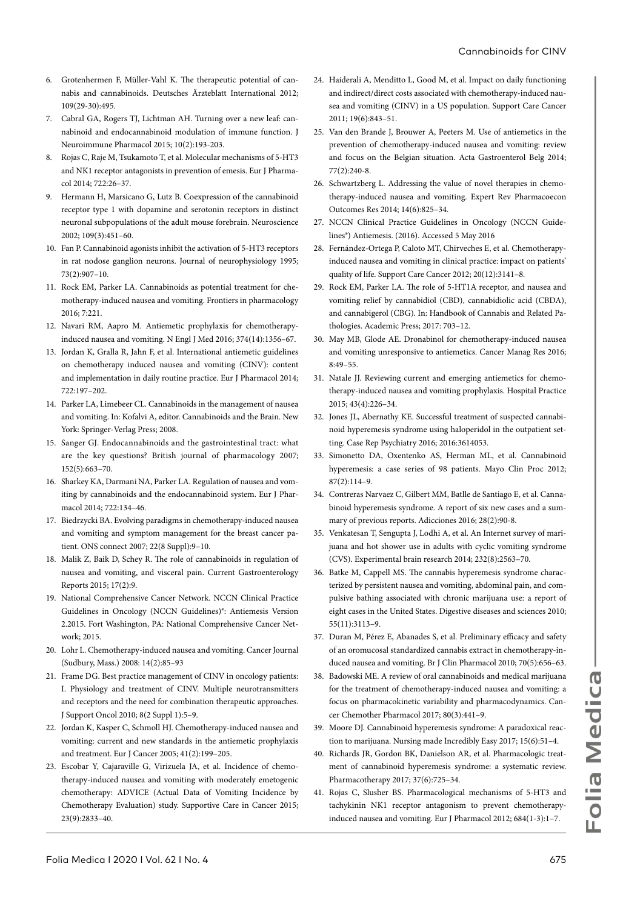6. Grotenhermen F, Müller-Vahl K. The therapeutic potential of cannabis and cannabinoids. Deutsches Ärzteblatt International 2012; 109(29-30):495.
7. Cabral GA, Rogers TJ, Lichtman AH. Turning over a new leaf: cannabinoid and endocannabinoid modulation of immune function. J Neuroimmune Pharmacol 2015; 10(2):193-203.
8. Rojas C, Raje M, Tsukamoto T, et al. Molecular mechanisms of 5-HT3 and NK1 receptor antagonists in prevention of emesis. Eur J Pharmacol 2014; 722:26–37.
9. Hermann H, Marsicano G, Lutz B. Coexpression of the cannabinoid receptor type 1 with dopamine and serotonin receptors in distinct neuronal subpopulations of the adult mouse forebrain. Neuroscience 2002; 109(3):451–60.
10. Fan P. Cannabinoid agonists inhibit the activation of 5-HT3 receptors in rat nodose ganglion neurons. Journal of neurophysiology 1995; 73(2):907–10.
11. Rock EM, Parker LA. Cannabinoids as potential treatment for chemotherapy-induced nausea and vomiting. Frontiers in pharmacology 2016; 7:221.
12. Navari RM, Aapro M. Antiemetic prophylaxis for chemotherapy-induced nausea and vomiting. N Engl J Med 2016; 374(14):1356–67.
13. Jordan K, Gralla R, Jahn F, et al. International antiemetic guidelines on chemotherapy induced nausea and vomiting (CINV): content and implementation in daily routine practice. Eur J Pharmacol 2014; 722:197–202.
14. Parker LA, Limebeer CL. Cannabinoids in the management of nausea and vomiting. In: Kofalvi A, editor. Cannabinoids and the Brain. New York: Springer-Verlag Press; 2008.
15. Sanger GJ. Endocannabinoids and the gastrointestinal tract: what are the key questions? British journal of pharmacology 2007; 152(5):663–70.
16. Sharkey KA, Darmani NA, Parker LA. Regulation of nausea and vomiting by cannabinoids and the endocannabinoid system. Eur J Pharmacol 2014; 722:134–46.
17. Biedrzycki BA. Evolving paradigms in chemotherapy-induced nausea and vomiting and symptom management for the breast cancer patient. ONS connect 2007; 22(8 Suppl):9–10.
18. Malik Z, Baik D, Schey R. The role of cannabinoids in regulation of nausea and vomiting, and visceral pain. Current Gastroenterology Reports 2015; 17(2):9.
19. National Comprehensive Cancer Network. NCCN Clinical Practice Guidelines in Oncology (NCCN Guidelines)®: Antiemesis Version 2.2015. Fort Washington, PA: National Comprehensive Cancer Network; 2015.
20. Lohr L. Chemotherapy-induced nausea and vomiting. Cancer Journal (Sudbury, Mass.) 2008: 14(2):85–93
21. Frame DG. Best practice management of CINV in oncology patients: I. Physiology and treatment of CINV. Multiple neurotransmitters and receptors and the need for combination therapeutic approaches. J Support Oncol 2010; 8(2 Suppl 1):5–9.
22. Jordan K, Kasper C, Schmoll HJ. Chemotherapy-induced nausea and vomiting: current and new standards in the antiemetic prophylaxis and treatment. Eur J Cancer 2005; 41(2):199–205.
23. Escobar Y, Cajaraville G, Virizuela JA, et al. Incidence of chemotherapy-induced nausea and vomiting with moderately emetogenic chemotherapy: ADVICE (Actual Data of Vomiting Incidence by Chemotherapy Evaluation) study. Supportive Care in Cancer 2015; 23(9):2833–40.
24. Haiderali A, Menditto L, Good M, et al. Impact on daily functioning and indirect/direct costs associated with chemotherapy-induced nausea and vomiting (CINV) in a US population. Support Care Cancer 2011; 19(6):843–51.
25. Van den Brande J, Brouwer A, Peeters M. Use of antiemetics in the prevention of chemotherapy-induced nausea and vomiting: review and focus on the Belgian situation. Acta Gastroenterol Belg 2014; 77(2):240-8.
26. Schwartzberg L. Addressing the value of novel therapies in chemotherapy-induced nausea and vomiting. Expert Rev Pharmacoecon Outcomes Res 2014; 14(6):825–34.
27. NCCN Clinical Practice Guidelines in Oncology (NCCN Guidelines®) Antiemesis. (2016). Accessed 5 May 2016
28. Fernández-Ortega P, Caloto MT, Chirveches E, et al. Chemotherapy-induced nausea and vomiting in clinical practice: impact on patients' quality of life. Support Care Cancer 2012; 20(12):3141–8.
29. Rock EM, Parker LA. The role of 5-HT1A receptor, and nausea and vomiting relief by cannabidiol (CBD), cannabidiolic acid (CBDA), and cannabigerol (CBG). In: Handbook of Cannabis and Related Pathologies. Academic Press; 2017: 703–12.
30. May MB, Glode AE. Dronabinol for chemotherapy-induced nausea and vomiting unresponsive to antiemetics. Cancer Manag Res 2016; 8:49–55.
31. Natale JJ. Reviewing current and emerging antiemetics for chemotherapy-induced nausea and vomiting prophylaxis. Hospital Practice 2015; 43(4):226–34.
32. Jones JL, Abernathy KE. Successful treatment of suspected cannabinoid hyperemesis syndrome using haloperidol in the outpatient setting. Case Rep Psychiatry 2016; 2016:3614053.
33. Simonetto DA, Oxentenko AS, Herman ML, et al. Cannabinoid hyperemesis: a case series of 98 patients. Mayo Clin Proc 2012; 87(2):114–9.
34. Contreras Narvaez C, Gilbert MM, Batlle de Santiago E, et al. Cannabinoid hyperemesis syndrome. A report of six new cases and a summary of previous reports. Adicciones 2016; 28(2):90-8.
35. Venkatesan T, Sengupta J, Lodhi A, et al. An Internet survey of marijuana and hot shower use in adults with cyclic vomiting syndrome (CVS). Experimental brain research 2014; 232(8):2563–70.
36. Batke M, Cappell MS. The cannabis hyperemesis syndrome characterized by persistent nausea and vomiting, abdominal pain, and compulsive bathing associated with chronic marijuana use: a report of eight cases in the United States. Digestive diseases and sciences 2010; 55(11):3113–9.
37. Duran M, Pérez E, Abanades S, et al. Preliminary efficacy and safety of an oromucosal standardized cannabis extract in chemotherapy-induced nausea and vomiting. Br J Clin Pharmacol 2010; 70(5):656–63.
38. Badowski ME. A review of oral cannabinoids and medical marijuana for the treatment of chemotherapy-induced nausea and vomiting: a focus on pharmacokinetic variability and pharmacodynamics. Cancer Chemother Pharmacol 2017; 80(3):441–9.
39. Moore DJ. Cannabinoid hyperemesis syndrome: A paradoxical reaction to marijuana. Nursing made Incredibly Easy 2017; 15(6):51–4.
40. Richards JR, Gordon BK, Danielson AR, et al. Pharmacologic treatment of cannabinoid hyperemesis syndrome: a systematic review. Pharmacotherapy 2017; 37(6):725–34.
41. Rojas C, Slusher BS. Pharmacological mechanisms of 5-HT3 and tachykinin NK1 receptor antagonism to prevent chemotherapy-induced nausea and vomiting. Eur J Pharmacol 2012; 684(1-3):1–7.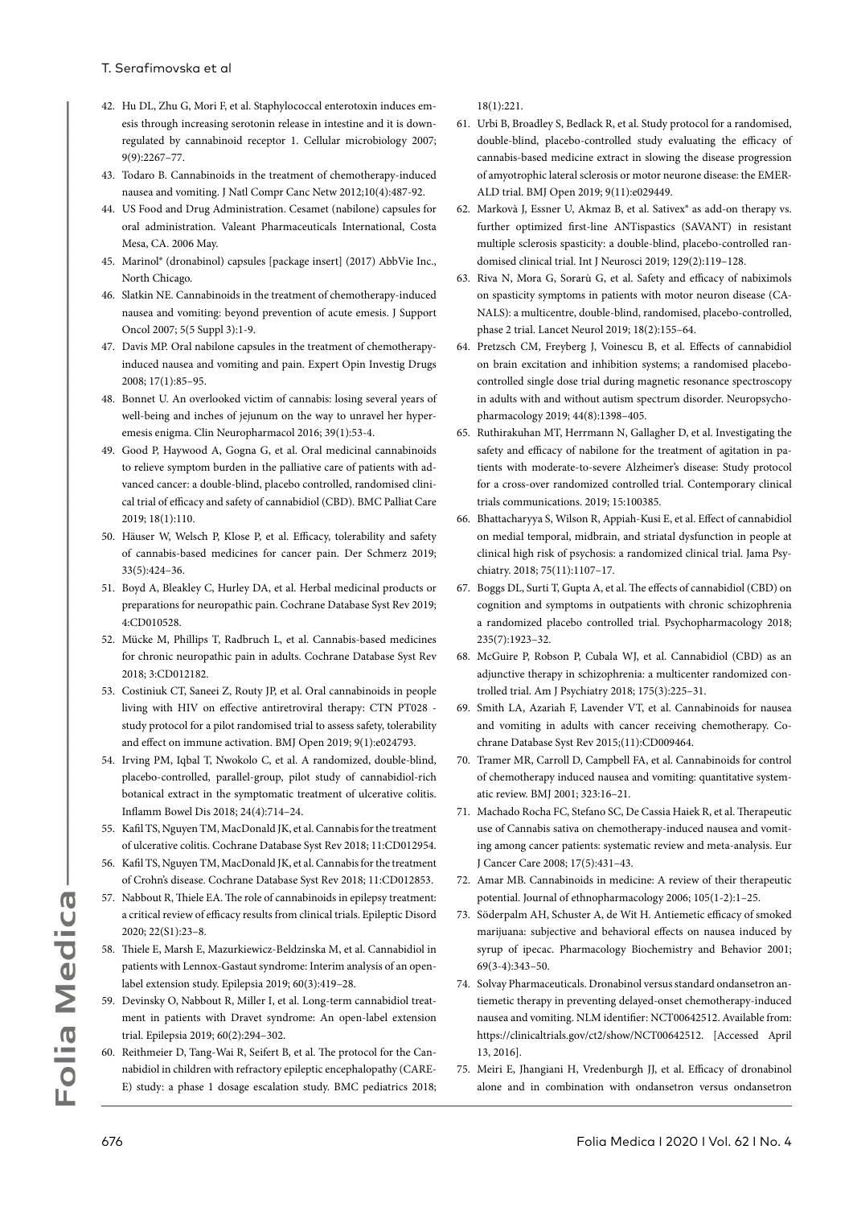42. Hu DL, Zhu G, Mori F, et al. Staphylococcal enterotoxin induces emesis through increasing serotonin release in intestine and it is downregulated by cannabinoid receptor 1. Cellular microbiology 2007; 9(9):2267–77.
43. Todaro B. Cannabinoids in the treatment of chemotherapy-induced nausea and vomiting. J Natl Compr Canc Netw 2012;10(4):487-92.
44. US Food and Drug Administration. Cesamet (nabilone) capsules for oral administration. Valeant Pharmaceuticals International, Costa Mesa, CA. 2006 May.
45. Marinol® (dronabinol) capsules [package insert] (2017) AbbVie Inc., North Chicago.
46. Slatkin NE. Cannabinoids in the treatment of chemotherapy-induced nausea and vomiting: beyond prevention of acute emesis. J Support Oncol 2007; 5(5 Suppl 3):1-9.
47. Davis MP. Oral nabilone capsules in the treatment of chemotherapy-induced nausea and vomiting and pain. Expert Opin Investig Drugs 2008; 17(1):85–95.
48. Bonnet U. An overlooked victim of cannabis: losing several years of well-being and inches of jejunum on the way to unravel her hyperemesis enigma. Clin Neuropharmacol 2016; 39(1):53-4.
49. Good P, Haywood A, Gogna G, et al. Oral medicinal cannabinoids to relieve symptom burden in the palliative care of patients with advanced cancer: a double-blind, placebo controlled, randomised clinical trial of efficacy and safety of cannabidiol (CBD). BMC Palliat Care 2019; 18(1):110.
50. Häuser W, Welsch P, Klose P, et al. Efficacy, tolerability and safety of cannabis-based medicines for cancer pain. Der Schmerz 2019; 33(5):424–36.
51. Boyd A, Bleakley C, Hurley DA, et al. Herbal medicinal products or preparations for neuropathic pain. Cochrane Database Syst Rev 2019; 4:CD010528.
52. Mücke M, Phillips T, Radbruch L, et al. Cannabis-based medicines for chronic neuropathic pain in adults. Cochrane Database Syst Rev 2018; 3:CD012182.
53. Costiniuk CT, Saneei Z, Routy JP, et al. Oral cannabinoids in people living with HIV on effective antiretroviral therapy: CTN PT028 - study protocol for a pilot randomised trial to assess safety, tolerability and effect on immune activation. BMJ Open 2019; 9(1):e024793.
54. Irving PM, Iqbal T, Nwokolo C, et al. A randomized, double-blind, placebo-controlled, parallel-group, pilot study of cannabidiol-rich botanical extract in the symptomatic treatment of ulcerative colitis. Inflamm Bowel Dis 2018; 24(4):714–24.
55. Kafil TS, Nguyen TM, MacDonald JK, et al. Cannabis for the treatment of ulcerative colitis. Cochrane Database Syst Rev 2018; 11:CD012954.
56. Kafil TS, Nguyen TM, MacDonald JK, et al. Cannabis for the treatment of Crohn's disease. Cochrane Database Syst Rev 2018; 11:CD012853.
57. Nabbout R, Thiele EA. The role of cannabinoids in epilepsy treatment: a critical review of efficacy results from clinical trials. Epileptic Disord 2020; 22(S1):23–8.
58. Thiele E, Marsh E, Mazurkiewicz-Beldzinska M, et al. Cannabidiol in patients with Lennox-Gastaut syndrome: Interim analysis of an open-label extension study. Epilepsia 2019; 60(3):419–28.
59. Devinsky O, Nabbout R, Miller I, et al. Long-term cannabidiol treatment in patients with Dravet syndrome: An open-label extension trial. Epilepsia 2019; 60(2):294–302.
60. Reithmeier D, Tang-Wai R, Seifert B, et al. The protocol for the Cannabidiol in children with refractory epileptic encephalopathy (CARE-E) study: a phase 1 dosage escalation study. BMC pediatrics 2018; 18(1):221.
61. Urbi B, Broadley S, Bedlack R, et al. Study protocol for a randomised, double-blind, placebo-controlled study evaluating the efficacy of cannabis-based medicine extract in slowing the disease progression of amyotrophic lateral sclerosis or motor neurone disease: the EMERALD trial. BMJ Open 2019; 9(11):e029449.
62. Markovà J, Essner U, Akmaz B, et al. Sativex® as add-on therapy vs. further optimized first-line ANTispastics (SAVANT) in resistant multiple sclerosis spasticity: a double-blind, placebo-controlled randomised clinical trial. Int J Neurosci 2019; 129(2):119–128.
63. Riva N, Mora G, Sorarù G, et al. Safety and efficacy of nabiximols on spasticity symptoms in patients with motor neuron disease (CANALS): a multicentre, double-blind, randomised, placebo-controlled, phase 2 trial. Lancet Neurol 2019; 18(2):155–64.
64. Pretzsch CM, Freyberg J, Voinescu B, et al. Effects of cannabidiol on brain excitation and inhibition systems; a randomised placebo-controlled single dose trial during magnetic resonance spectroscopy in adults with and without autism spectrum disorder. Neuropsychopharmacology 2019; 44(8):1398–405.
65. Ruthirakuhan MT, Herrmann N, Gallagher D, et al. Investigating the safety and efficacy of nabilone for the treatment of agitation in patients with moderate-to-severe Alzheimer's disease: Study protocol for a cross-over randomized controlled trial. Contemporary clinical trials communications. 2019; 15:100385.
66. Bhattacharyya S, Wilson R, Appiah-Kusi E, et al. Effect of cannabidiol on medial temporal, midbrain, and striatal dysfunction in people at clinical high risk of psychosis: a randomized clinical trial. Jama Psychiatry. 2018; 75(11):1107–17.
67. Boggs DL, Surti T, Gupta A, et al. The effects of cannabidiol (CBD) on cognition and symptoms in outpatients with chronic schizophrenia a randomized placebo controlled trial. Psychopharmacology 2018; 235(7):1923–32.
68. McGuire P, Robson P, Cubala WJ, et al. Cannabidiol (CBD) as an adjunctive therapy in schizophrenia: a multicenter randomized controlled trial. Am J Psychiatry 2018; 175(3):225–31.
69. Smith LA, Azariah F, Lavender VT, et al. Cannabinoids for nausea and vomiting in adults with cancer receiving chemotherapy. Cochrane Database Syst Rev 2015;(11):CD009464.
70. Tramer MR, Carroll D, Campbell FA, et al. Cannabinoids for control of chemotherapy induced nausea and vomiting: quantitative systematic review. BMJ 2001; 323:16–21.
71. Machado Rocha FC, Stefano SC, De Cassia Haiek R, et al. Therapeutic use of Cannabis sativa on chemotherapy-induced nausea and vomiting among cancer patients: systematic review and meta-analysis. Eur J Cancer Care 2008; 17(5):431–43.
72. Amar MB. Cannabinoids in medicine: A review of their therapeutic potential. Journal of ethnopharmacology 2006; 105(1-2):1–25.
73. Söderpalm AH, Schuster A, de Wit H. Antiemetic efficacy of smoked marijuana: subjective and behavioral effects on nausea induced by syrup of ipecac. Pharmacology Biochemistry and Behavior 2001; 69(3-4):343–50.
74. Solvay Pharmaceuticals. Dronabinol versus standard ondansetron antiemetic therapy in preventing delayed-onset chemotherapy-induced nausea and vomiting. NLM identifier: NCT00642512. Available from: https://clinicaltrials.gov/ct2/show/NCT00642512. [Accessed April 13, 2016].
75. Meiri E, Jhangiani H, Vredenburgh JJ, et al. Efficacy of dronabinol alone and in combination with ondansetron versus ondansetron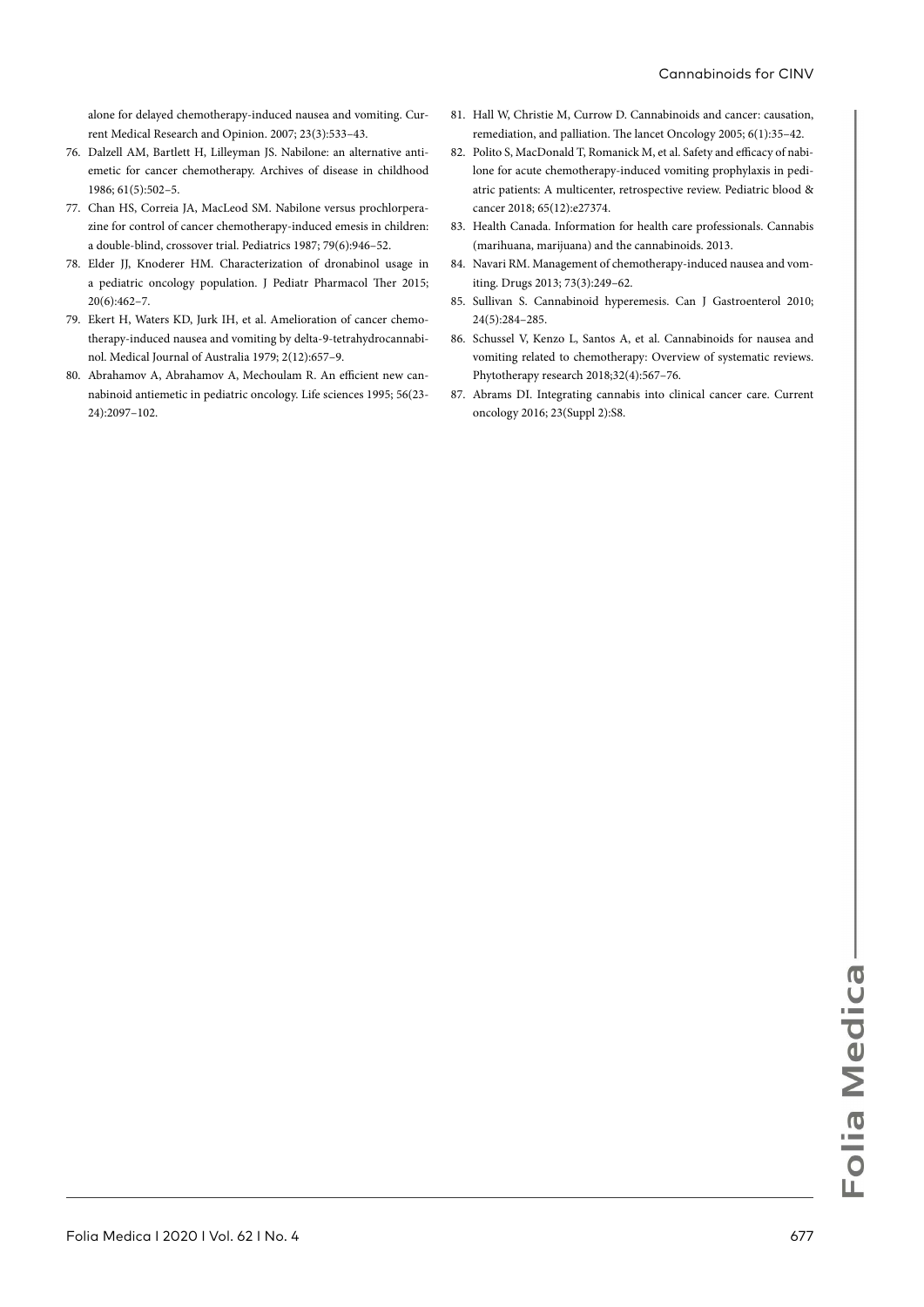alone for delayed chemotherapy-induced nausea and vomiting. Current Medical Research and Opinion. 2007; 23(3):533–43.

76. Dalzell AM, Bartlett H, Lilleyman JS. Nabilone: an alternative antiemetic for cancer chemotherapy. Archives of disease in childhood 1986; 61(5):502–5.
77. Chan HS, Correia JA, MacLeod SM. Nabilone versus prochlorperazine for control of cancer chemotherapy-induced emesis in children: a double-blind, crossover trial. Pediatrics 1987; 79(6):946–52.
78. Elder JJ, Knoderer HM. Characterization of dronabinol usage in a pediatric oncology population. J Pediatr Pharmacol Ther 2015; 20(6):462–7.
79. Ekert H, Waters KD, Jurk IH, et al. Amelioration of cancer chemotherapy-induced nausea and vomiting by delta-9-tetrahydrocannabinol. Medical Journal of Australia 1979; 2(12):657–9.
80. Abrahamov A, Abrahamov A, Mechoulam R. An efficient new cannabinoid antiemetic in pediatric oncology. Life sciences 1995; 56(23-24):2097–102.
81. Hall W, Christie M, Currow D. Cannabinoids and cancer: causation, remediation, and palliation. The lancet Oncology 2005; 6(1):35–42.
82. Polito S, MacDonald T, Romanick M, et al. Safety and efficacy of nabilone for acute chemotherapy-induced vomiting prophylaxis in pediatric patients: A multicenter, retrospective review. Pediatric blood & cancer 2018; 65(12):e27374.
83. Health Canada. Information for health care professionals. Cannabis (marihuana, marijuana) and the cannabinoids. 2013.
84. Navari RM. Management of chemotherapy-induced nausea and vomiting. Drugs 2013; 73(3):249–62.
85. Sullivan S. Cannabinoid hyperemesis. Can J Gastroenterol 2010; 24(5):284–285.
86. Schussel V, Kenzo L, Santos A, et al. Cannabinoids for nausea and vomiting related to chemotherapy: Overview of systematic reviews. Phytotherapy research 2018;32(4):567–76.
87. Abrams DI. Integrating cannabis into clinical cancer care. Current oncology 2016; 23(Suppl 2):S8.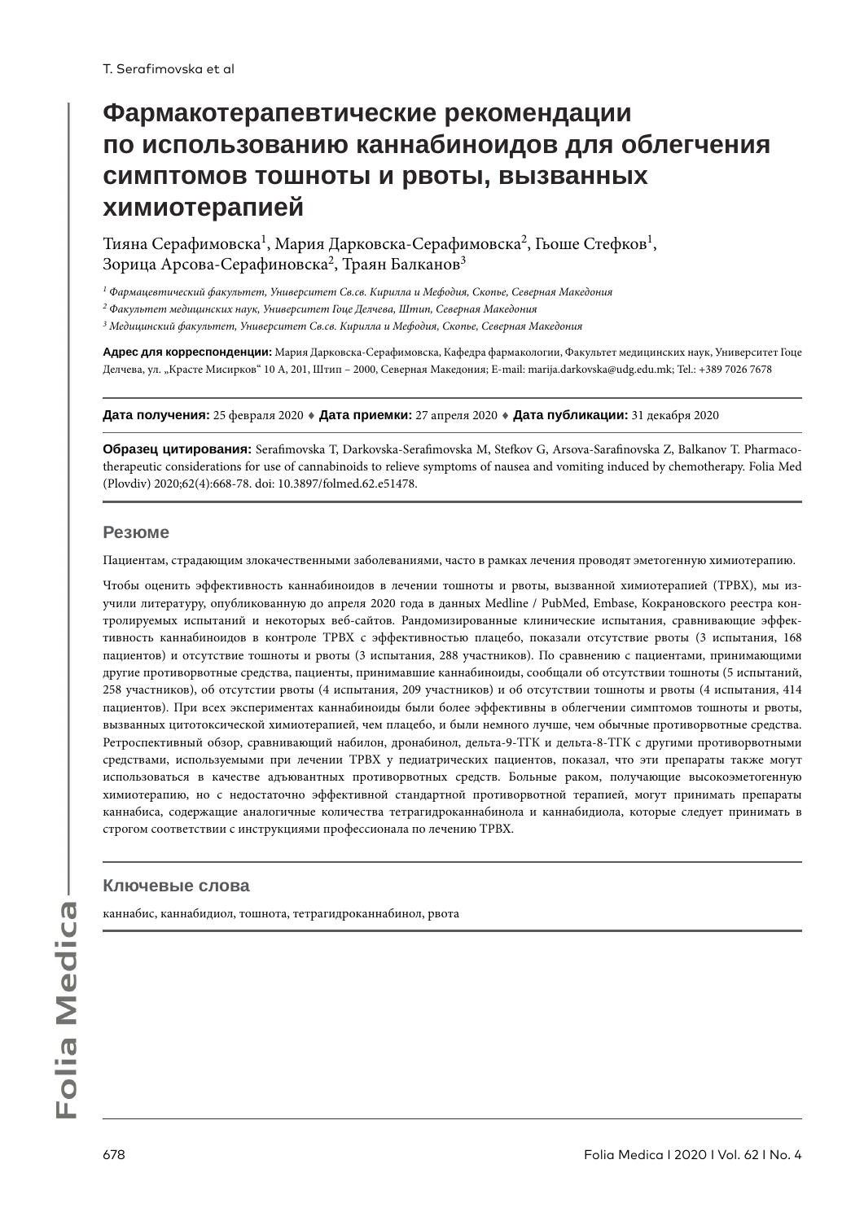# Фармакотерапевтические рекомендации по использованию каннабиноидов для облегчения симптомов тошноты и рвоты, вызванных химиотерапией

Тияна Серафимовска[1], Мария Дарковска-Серафимовска[2], Гьоше Стефков[1], Зорица Арсова-Серафиновска[2], Траян Балканов[3]

*[1] Фармацевтический факультет, Университет Св.св. Кирилла и Мефодия, Скопье, Северная Македония*

*[2] Факультет медицинских наук, Университет Гоце Делчева, Штип, Северная Македония*

*[3] Медицинский факультет, Университет Св.св. Кирилла и Мефодия, Скопье, Северная Македония*

**Адрес для корреспонденции:** Мария Дарковска-Серафимовска, Кафедра фармакологии, Факультет медицинских наук, Университет Гоце Делчева, ул. „Красте Мисирков" 10 А, 201, Штип – 2000, Северная Македония; E-mail: marija.darkovska@udg.edu.mk; Tel.: +389 7026 7678

**Дата получения:** 25 февраля 2020 ♦ **Дата приемки:** 27 апреля 2020 ♦ **Дата публикации:** 31 декабря 2020

**Образец цитирования:** Serafimovska T, Darkovska-Serafimovska M, Stefkov G, Arsova-Sarafinovska Z, Balkanov T. Pharmacotherapeutic considerations for use of cannabinoids to relieve symptoms of nausea and vomiting induced by chemotherapy. Folia Med (Plovdiv) 2020;62(4):668-78. doi: 10.3897/folmed.62.e51478.

## Резюме

Пациентам, страдающим злокачественными заболеваниями, часто в рамках лечения проводят эметогенную химиотерапию.

Чтобы оценить эффективность каннабиноидов в лечении тошноты и рвоты, вызванной химиотерапией (ТРВХ), мы изучили литературу, опубликованную до апреля 2020 года в данных Medline / PubMed, Embase, Кокрановского реестра контролируемых испытаний и некоторых веб-сайтов. Рандомизированные клинические испытания, сравнивающие эффективность каннабиноидов в контроле ТРВХ с эффективностью плацебо, показали отсутствие рвоты (3 испытания, 168 пациентов) и отсутствие тошноты и рвоты (3 испытания, 288 участников). По сравнению с пациентами, принимающими другие противорвотные средства, пациенты, принимавшие каннабиноиды, сообщали об отсутствии тошноты (5 испытаний, 258 участников), об отсутстии рвоты (4 испытания, 209 участников) и об отсутствии тошноты и рвоты (4 испытания, 414 пациентов). При всех экспериментах каннабиноиды были более эффективны в облегчении симптомов тошноты и рвоты, вызванных цитотоксической химиотерапией, чем плацебо, и были немного лучше, чем обычные противорвотные средства. Ретроспективный обзор, сравнивающий набилон, дронабинол, дельта-9-ТГК и дельта-8-ТГК с другими противорвотными средствами, используемыми при лечении ТРВХ у педиатрических пациентов, показал, что эти препараты также могут использоваться в качестве адъювантных противорвотных средств. Больные раком, получающие высокоэметогенную химиотерапию, но с недостаточно эффективной стандартной противорвотной терапией, могут принимать препараты каннабиса, содержащие аналогичные количества тетрагидроканнабинола и каннабидиола, которые следует принимать в строгом соответствии с инструкциями профессионала по лечению ТРВХ.

## Ключевые слова

каннабис, каннабидиол, тошнота, тетрагидроканнабинол, рвота